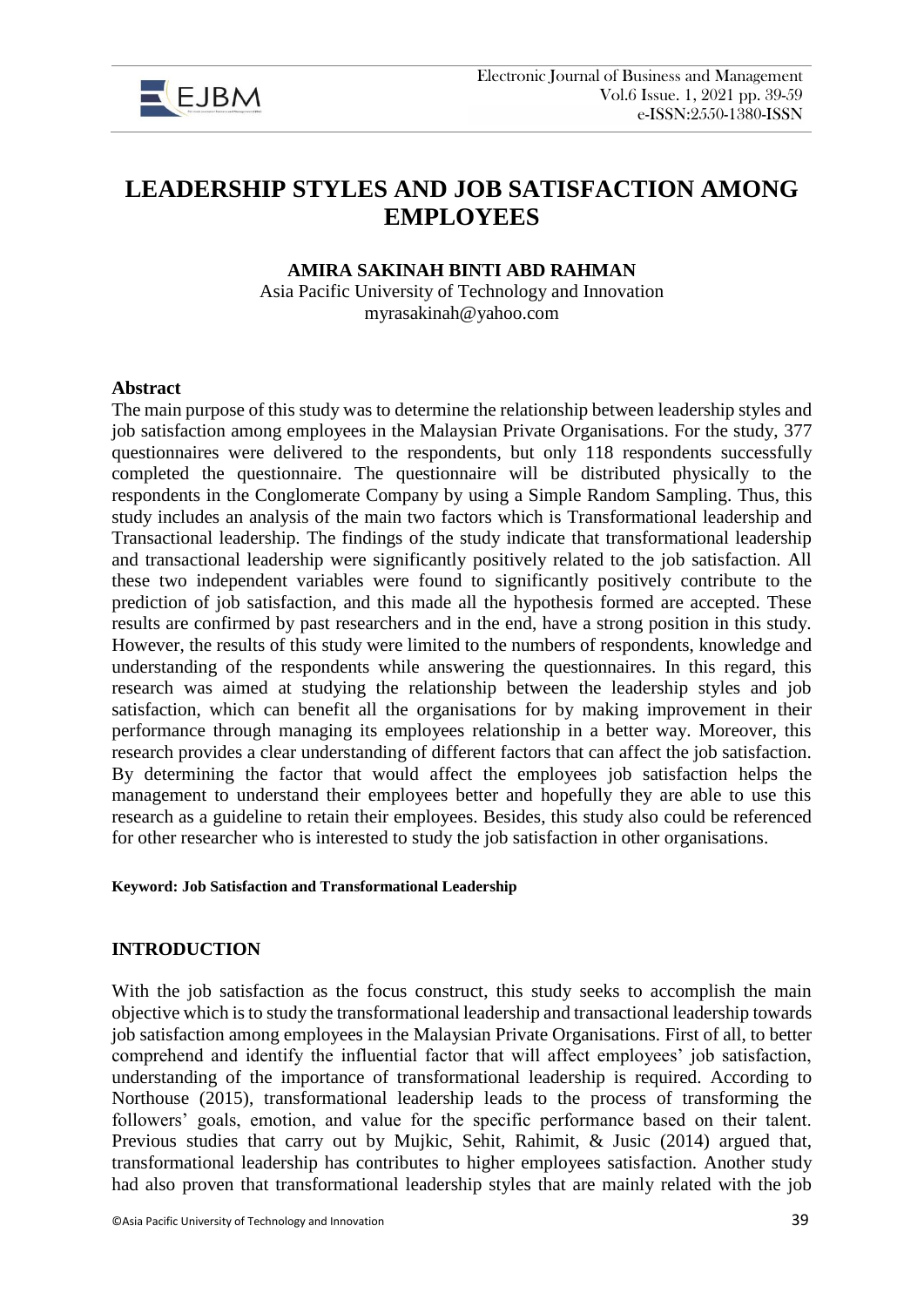# LEADERSHIP STYLES AND JOB SATISFACTION AMONG EMPLOYEES

**AMIRA SAKINAH BINTI ABD RAHMAN**
Asia Pacific University of Technology and Innovation
myrasakinah@yahoo.com

## Abstract

The main purpose of this study was to determine the relationship between leadership styles and job satisfaction among employees in the Malaysian Private Organisations. For the study, 377 questionnaires were delivered to the respondents, but only 118 respondents successfully completed the questionnaire. The questionnaire will be distributed physically to the respondents in the Conglomerate Company by using a Simple Random Sampling. Thus, this study includes an analysis of the main two factors which is Transformational leadership and Transactional leadership. The findings of the study indicate that transformational leadership and transactional leadership were significantly positively related to the job satisfaction. All these two independent variables were found to significantly positively contribute to the prediction of job satisfaction, and this made all the hypothesis formed are accepted. These results are confirmed by past researchers and in the end, have a strong position in this study. However, the results of this study were limited to the numbers of respondents, knowledge and understanding of the respondents while answering the questionnaires. In this regard, this research was aimed at studying the relationship between the leadership styles and job satisfaction, which can benefit all the organisations for by making improvement in their performance through managing its employees relationship in a better way. Moreover, this research provides a clear understanding of different factors that can affect the job satisfaction. By determining the factor that would affect the employees job satisfaction helps the management to understand their employees better and hopefully they are able to use this research as a guideline to retain their employees. Besides, this study also could be referenced for other researcher who is interested to study the job satisfaction in other organisations.

**Keyword: Job Satisfaction and Transformational Leadership**

## INTRODUCTION

With the job satisfaction as the focus construct, this study seeks to accomplish the main objective which is to study the transformational leadership and transactional leadership towards job satisfaction among employees in the Malaysian Private Organisations. First of all, to better comprehend and identify the influential factor that will affect employees' job satisfaction, understanding of the importance of transformational leadership is required. According to Northouse (2015), transformational leadership leads to the process of transforming the followers' goals, emotion, and value for the specific performance based on their talent. Previous studies that carry out by Mujkic, Sehit, Rahimit, & Jusic (2014) argued that, transformational leadership has contributes to higher employees satisfaction. Another study had also proven that transformational leadership styles that are mainly related with the job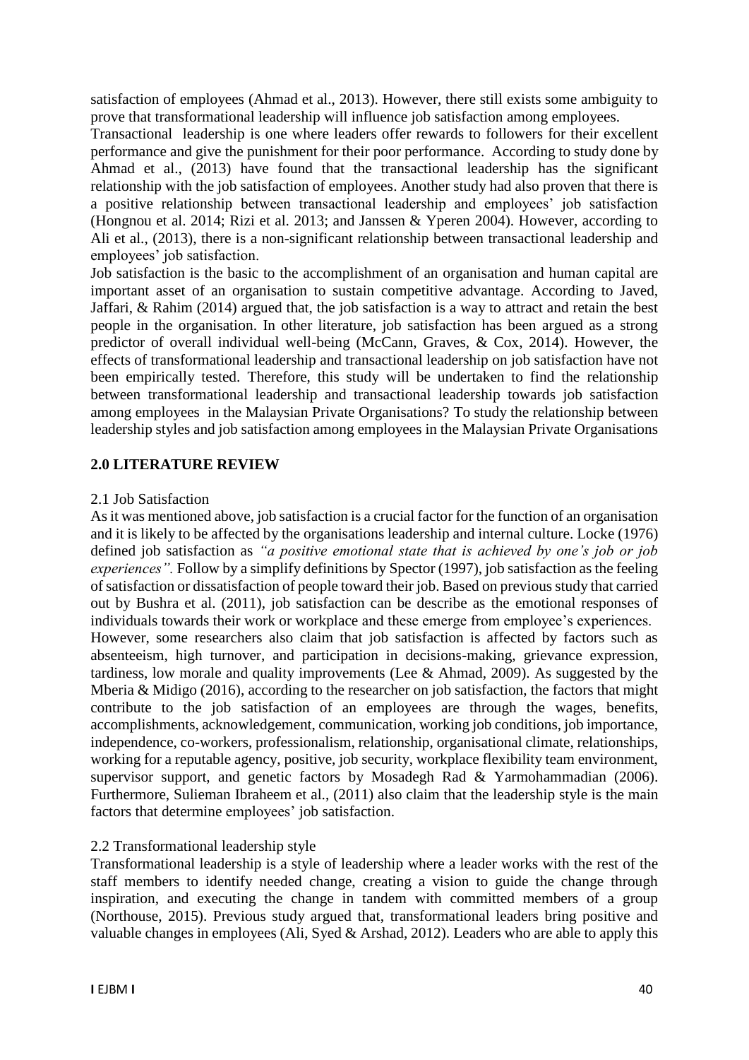satisfaction of employees (Ahmad et al., 2013). However, there still exists some ambiguity to prove that transformational leadership will influence job satisfaction among employees.

Transactional leadership is one where leaders offer rewards to followers for their excellent performance and give the punishment for their poor performance. According to study done by Ahmad et al., (2013) have found that the transactional leadership has the significant relationship with the job satisfaction of employees. Another study had also proven that there is a positive relationship between transactional leadership and employees' job satisfaction (Hongnou et al. 2014; Rizi et al. 2013; and Janssen & Yperen 2004). However, according to Ali et al., (2013), there is a non-significant relationship between transactional leadership and employees' job satisfaction.

Job satisfaction is the basic to the accomplishment of an organisation and human capital are important asset of an organisation to sustain competitive advantage. According to Javed, Jaffari, & Rahim (2014) argued that, the job satisfaction is a way to attract and retain the best people in the organisation. In other literature, job satisfaction has been argued as a strong predictor of overall individual well-being (McCann, Graves, & Cox, 2014). However, the effects of transformational leadership and transactional leadership on job satisfaction have not been empirically tested. Therefore, this study will be undertaken to find the relationship between transformational leadership and transactional leadership towards job satisfaction among employees in the Malaysian Private Organisations? To study the relationship between leadership styles and job satisfaction among employees in the Malaysian Private Organisations

## 2.0 LITERATURE REVIEW

### 2.1 Job Satisfaction

As it was mentioned above, job satisfaction is a crucial factor for the function of an organisation and it is likely to be affected by the organisations leadership and internal culture. Locke (1976) defined job satisfaction as *"a positive emotional state that is achieved by one's job or job experiences".* Follow by a simplify definitions by Spector (1997), job satisfaction as the feeling of satisfaction or dissatisfaction of people toward their job. Based on previous study that carried out by Bushra et al. (2011), job satisfaction can be describe as the emotional responses of individuals towards their work or workplace and these emerge from employee's experiences.

However, some researchers also claim that job satisfaction is affected by factors such as absenteeism, high turnover, and participation in decisions-making, grievance expression, tardiness, low morale and quality improvements (Lee & Ahmad, 2009). As suggested by the Mberia & Midigo (2016), according to the researcher on job satisfaction, the factors that might contribute to the job satisfaction of an employees are through the wages, benefits, accomplishments, acknowledgement, communication, working job conditions, job importance, independence, co-workers, professionalism, relationship, organisational climate, relationships, working for a reputable agency, positive, job security, workplace flexibility team environment, supervisor support, and genetic factors by Mosadegh Rad & Yarmohammadian (2006). Furthermore, Sulieman Ibraheem et al., (2011) also claim that the leadership style is the main factors that determine employees' job satisfaction.

### 2.2 Transformational leadership style

Transformational leadership is a style of leadership where a leader works with the rest of the staff members to identify needed change, creating a vision to guide the change through inspiration, and executing the change in tandem with committed members of a group (Northouse, 2015). Previous study argued that, transformational leaders bring positive and valuable changes in employees (Ali, Syed & Arshad, 2012). Leaders who are able to apply this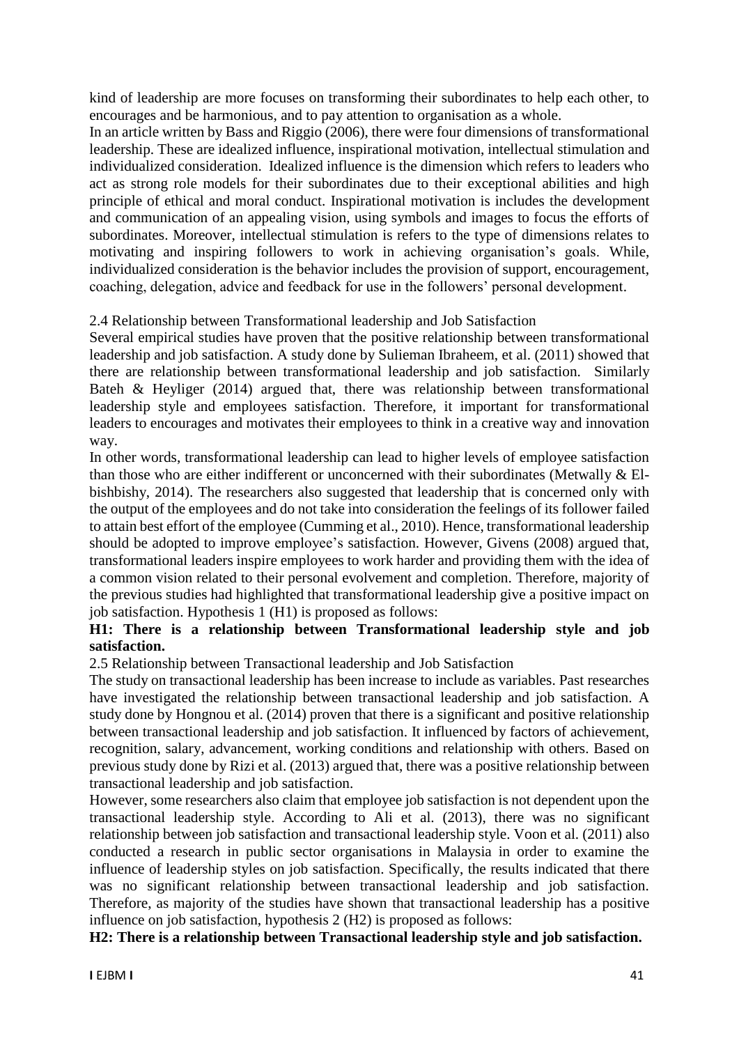kind of leadership are more focuses on transforming their subordinates to help each other, to encourages and be harmonious, and to pay attention to organisation as a whole.

In an article written by Bass and Riggio (2006), there were four dimensions of transformational leadership. These are idealized influence, inspirational motivation, intellectual stimulation and individualized consideration. Idealized influence is the dimension which refers to leaders who act as strong role models for their subordinates due to their exceptional abilities and high principle of ethical and moral conduct. Inspirational motivation is includes the development and communication of an appealing vision, using symbols and images to focus the efforts of subordinates. Moreover, intellectual stimulation is refers to the type of dimensions relates to motivating and inspiring followers to work in achieving organisation's goals. While, individualized consideration is the behavior includes the provision of support, encouragement, coaching, delegation, advice and feedback for use in the followers' personal development.

## 2.4 Relationship between Transformational leadership and Job Satisfaction

Several empirical studies have proven that the positive relationship between transformational leadership and job satisfaction. A study done by Sulieman Ibraheem, et al. (2011) showed that there are relationship between transformational leadership and job satisfaction. Similarly Bateh & Heyliger (2014) argued that, there was relationship between transformational leadership style and employees satisfaction. Therefore, it important for transformational leaders to encourages and motivates their employees to think in a creative way and innovation way.

In other words, transformational leadership can lead to higher levels of employee satisfaction than those who are either indifferent or unconcerned with their subordinates (Metwally & El-bishbishy, 2014). The researchers also suggested that leadership that is concerned only with the output of the employees and do not take into consideration the feelings of its follower failed to attain best effort of the employee (Cumming et al., 2010). Hence, transformational leadership should be adopted to improve employee's satisfaction. However, Givens (2008) argued that, transformational leaders inspire employees to work harder and providing them with the idea of a common vision related to their personal evolvement and completion. Therefore, majority of the previous studies had highlighted that transformational leadership give a positive impact on job satisfaction. Hypothesis 1 (H1) is proposed as follows:

**H1: There is a relationship between Transformational leadership style and job satisfaction.**

## 2.5 Relationship between Transactional leadership and Job Satisfaction

The study on transactional leadership has been increase to include as variables. Past researches have investigated the relationship between transactional leadership and job satisfaction. A study done by Hongnou et al. (2014) proven that there is a significant and positive relationship between transactional leadership and job satisfaction. It influenced by factors of achievement, recognition, salary, advancement, working conditions and relationship with others. Based on previous study done by Rizi et al. (2013) argued that, there was a positive relationship between transactional leadership and job satisfaction.

However, some researchers also claim that employee job satisfaction is not dependent upon the transactional leadership style. According to Ali et al. (2013), there was no significant relationship between job satisfaction and transactional leadership style. Voon et al. (2011) also conducted a research in public sector organisations in Malaysia in order to examine the influence of leadership styles on job satisfaction. Specifically, the results indicated that there was no significant relationship between transactional leadership and job satisfaction. Therefore, as majority of the studies have shown that transactional leadership has a positive influence on job satisfaction, hypothesis 2 (H2) is proposed as follows:

**H2: There is a relationship between Transactional leadership style and job satisfaction.**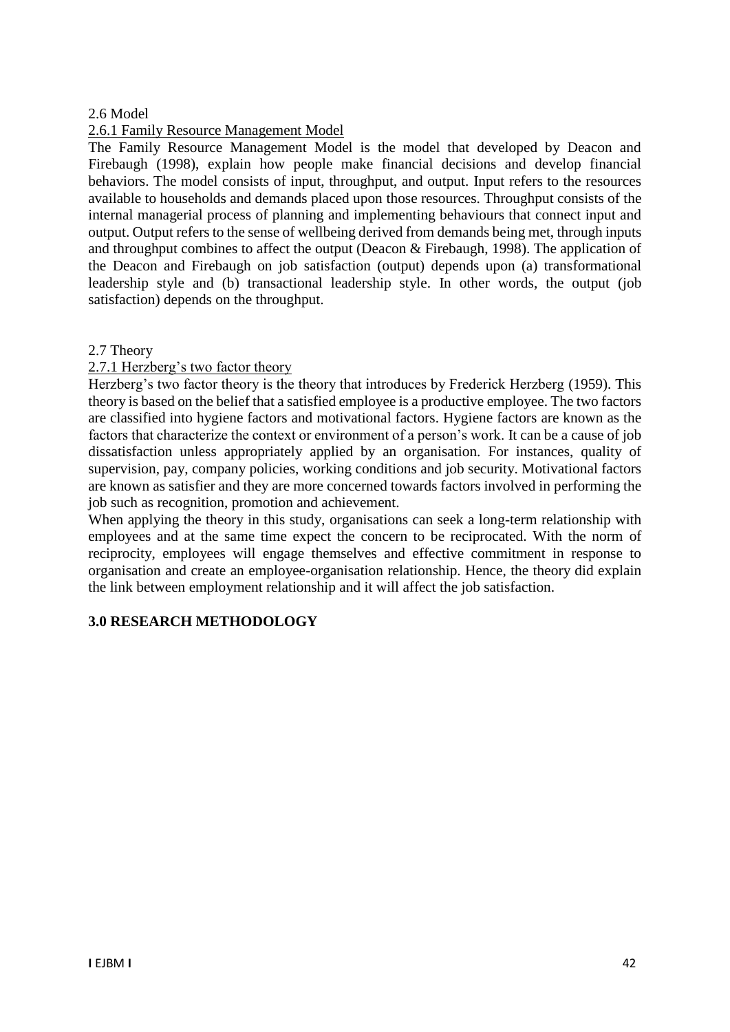## 2.6 Model

### 2.6.1 Family Resource Management Model

The Family Resource Management Model is the model that developed by Deacon and Firebaugh (1998), explain how people make financial decisions and develop financial behaviors. The model consists of input, throughput, and output. Input refers to the resources available to households and demands placed upon those resources. Throughput consists of the internal managerial process of planning and implementing behaviours that connect input and output. Output refers to the sense of wellbeing derived from demands being met, through inputs and throughput combines to affect the output (Deacon & Firebaugh, 1998). The application of the Deacon and Firebaugh on job satisfaction (output) depends upon (a) transformational leadership style and (b) transactional leadership style. In other words, the output (job satisfaction) depends on the throughput.

## 2.7 Theory

### 2.7.1 Herzberg's two factor theory

Herzberg's two factor theory is the theory that introduces by Frederick Herzberg (1959). This theory is based on the belief that a satisfied employee is a productive employee. The two factors are classified into hygiene factors and motivational factors. Hygiene factors are known as the factors that characterize the context or environment of a person's work. It can be a cause of job dissatisfaction unless appropriately applied by an organisation. For instances, quality of supervision, pay, company policies, working conditions and job security. Motivational factors are known as satisfier and they are more concerned towards factors involved in performing the job such as recognition, promotion and achievement.

When applying the theory in this study, organisations can seek a long-term relationship with employees and at the same time expect the concern to be reciprocated. With the norm of reciprocity, employees will engage themselves and effective commitment in response to organisation and create an employee-organisation relationship. Hence, the theory did explain the link between employment relationship and it will affect the job satisfaction.

# 3.0 RESEARCH METHODOLOGY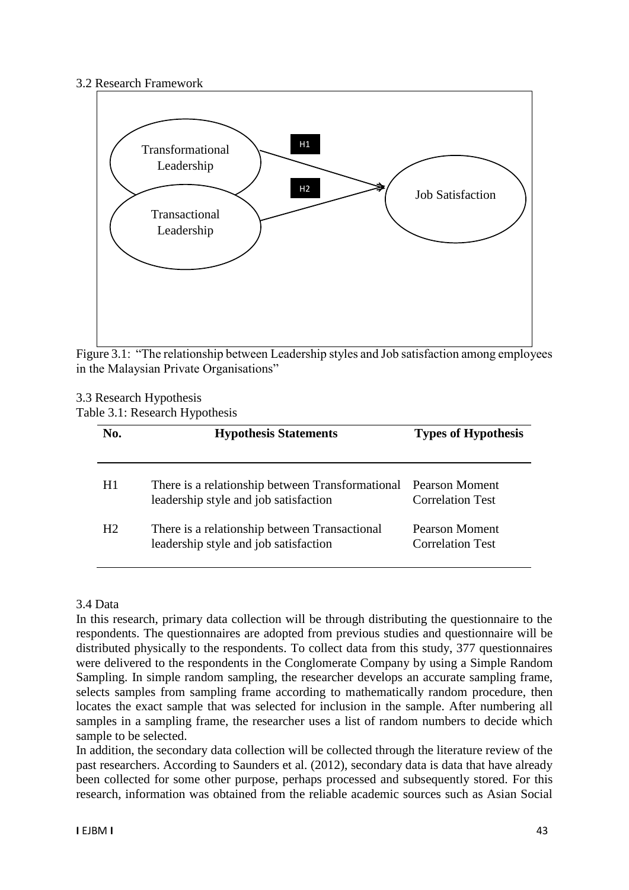3.2 Research Framework

Figure 3.1: "The relationship between Leadership styles and Job satisfaction among employees in the Malaysian Private Organisations"

3.3 Research Hypothesis

Table 3.1: Research Hypothesis

| No. | Hypothesis Statements | Types of Hypothesis |
|---|---|---|
| H1 | There is a relationship between Transformational leadership style and job satisfaction | Pearson Moment Correlation Test |
| H2 | There is a relationship between Transactional leadership style and job satisfaction | Pearson Moment Correlation Test |

3.4 Data

In this research, primary data collection will be through distributing the questionnaire to the respondents. The questionnaires are adopted from previous studies and questionnaire will be distributed physically to the respondents. To collect data from this study, 377 questionnaires were delivered to the respondents in the Conglomerate Company by using a Simple Random Sampling. In simple random sampling, the researcher develops an accurate sampling frame, selects samples from sampling frame according to mathematically random procedure, then locates the exact sample that was selected for inclusion in the sample. After numbering all samples in a sampling frame, the researcher uses a list of random numbers to decide which sample to be selected.

In addition, the secondary data collection will be collected through the literature review of the past researchers. According to Saunders et al. (2012), secondary data is data that have already been collected for some other purpose, perhaps processed and subsequently stored. For this research, information was obtained from the reliable academic sources such as Asian Social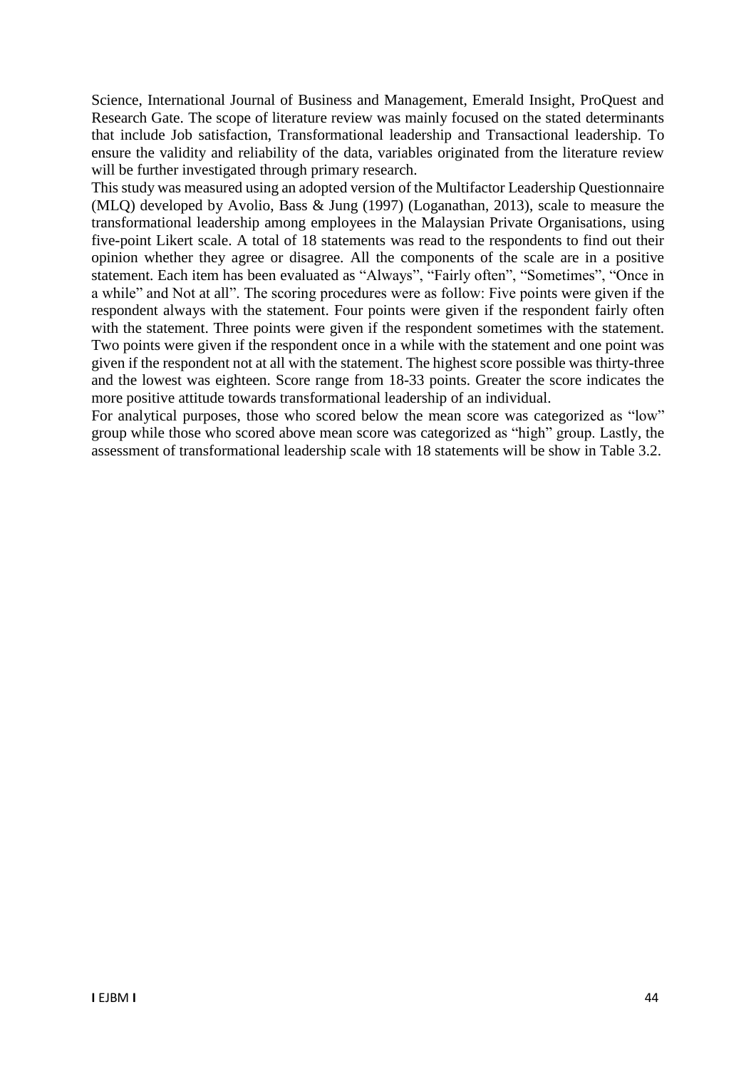Science, International Journal of Business and Management, Emerald Insight, ProQuest and Research Gate. The scope of literature review was mainly focused on the stated determinants that include Job satisfaction, Transformational leadership and Transactional leadership. To ensure the validity and reliability of the data, variables originated from the literature review will be further investigated through primary research.

This study was measured using an adopted version of the Multifactor Leadership Questionnaire (MLQ) developed by Avolio, Bass & Jung (1997) (Loganathan, 2013), scale to measure the transformational leadership among employees in the Malaysian Private Organisations, using five-point Likert scale. A total of 18 statements was read to the respondents to find out their opinion whether they agree or disagree. All the components of the scale are in a positive statement. Each item has been evaluated as "Always", "Fairly often", "Sometimes", "Once in a while" and Not at all". The scoring procedures were as follow: Five points were given if the respondent always with the statement. Four points were given if the respondent fairly often with the statement. Three points were given if the respondent sometimes with the statement. Two points were given if the respondent once in a while with the statement and one point was given if the respondent not at all with the statement. The highest score possible was thirty-three and the lowest was eighteen. Score range from 18-33 points. Greater the score indicates the more positive attitude towards transformational leadership of an individual.

For analytical purposes, those who scored below the mean score was categorized as "low" group while those who scored above mean score was categorized as "high" group. Lastly, the assessment of transformational leadership scale with 18 statements will be show in Table 3.2.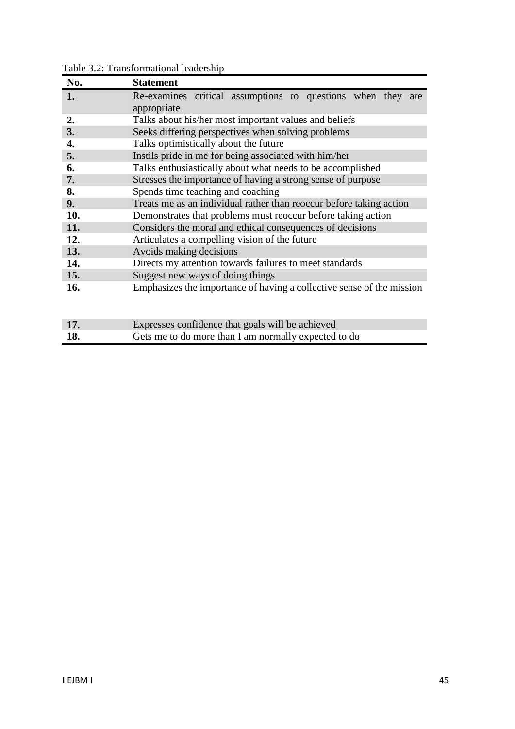Table 3.2: Transformational leadership

| No. | Statement |
|---|---|
| **1.** | Re-examines critical assumptions to questions when they are appropriate |
| **2.** | Talks about his/her most important values and beliefs |
| **3.** | Seeks differing perspectives when solving problems |
| **4.** | Talks optimistically about the future |
| **5.** | Instils pride in me for being associated with him/her |
| **6.** | Talks enthusiastically about what needs to be accomplished |
| **7.** | Stresses the importance of having a strong sense of purpose |
| **8.** | Spends time teaching and coaching |
| **9.** | Treats me as an individual rather than reoccur before taking action |
| **10.** | Demonstrates that problems must reoccur before taking action |
| **11.** | Considers the moral and ethical consequences of decisions |
| **12.** | Articulates a compelling vision of the future |
| **13.** | Avoids making decisions |
| **14.** | Directs my attention towards failures to meet standards |
| **15.** | Suggest new ways of doing things |
| **16.** | Emphasizes the importance of having a collective sense of the mission |
| **17.** | Expresses confidence that goals will be achieved |
| **18.** | Gets me to do more than I am normally expected to do |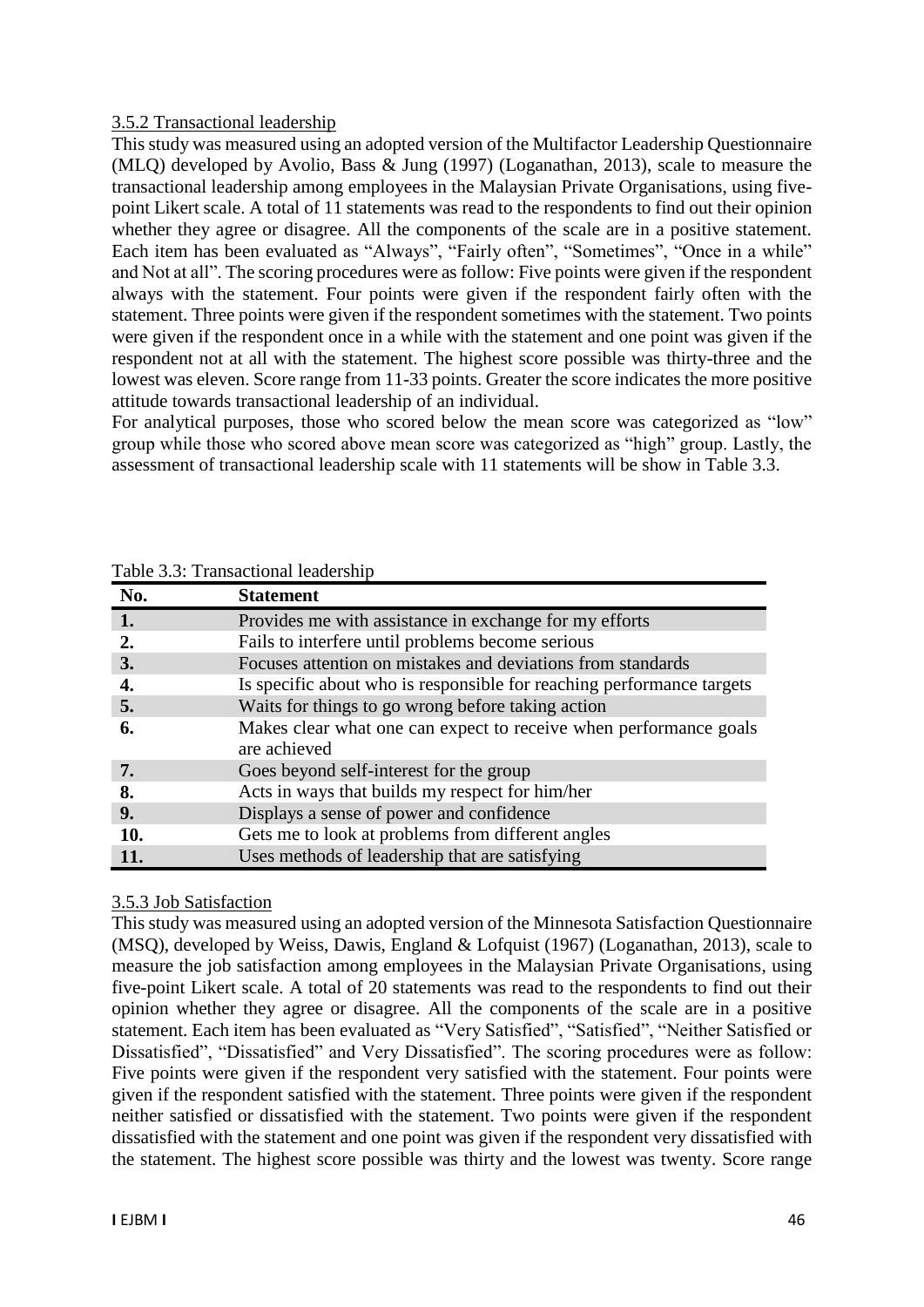### 3.5.2 Transactional leadership

This study was measured using an adopted version of the Multifactor Leadership Questionnaire (MLQ) developed by Avolio, Bass & Jung (1997) (Loganathan, 2013), scale to measure the transactional leadership among employees in the Malaysian Private Organisations, using five-point Likert scale. A total of 11 statements was read to the respondents to find out their opinion whether they agree or disagree. All the components of the scale are in a positive statement. Each item has been evaluated as "Always", "Fairly often", "Sometimes", "Once in a while" and Not at all". The scoring procedures were as follow: Five points were given if the respondent always with the statement. Four points were given if the respondent fairly often with the statement. Three points were given if the respondent sometimes with the statement. Two points were given if the respondent once in a while with the statement and one point was given if the respondent not at all with the statement. The highest score possible was thirty-three and the lowest was eleven. Score range from 11-33 points. Greater the score indicates the more positive attitude towards transactional leadership of an individual.

For analytical purposes, those who scored below the mean score was categorized as "low" group while those who scored above mean score was categorized as "high" group. Lastly, the assessment of transactional leadership scale with 11 statements will be show in Table 3.3.

Table 3.3: Transactional leadership

| No. | Statement |
|---|---|
| 1. | Provides me with assistance in exchange for my efforts |
| 2. | Fails to interfere until problems become serious |
| 3. | Focuses attention on mistakes and deviations from standards |
| 4. | Is specific about who is responsible for reaching performance targets |
| 5. | Waits for things to go wrong before taking action |
| 6. | Makes clear what one can expect to receive when performance goals are achieved |
| 7. | Goes beyond self-interest for the group |
| 8. | Acts in ways that builds my respect for him/her |
| 9. | Displays a sense of power and confidence |
| 10. | Gets me to look at problems from different angles |
| 11. | Uses methods of leadership that are satisfying |

### 3.5.3 Job Satisfaction

This study was measured using an adopted version of the Minnesota Satisfaction Questionnaire (MSQ), developed by Weiss, Dawis, England & Lofquist (1967) (Loganathan, 2013), scale to measure the job satisfaction among employees in the Malaysian Private Organisations, using five-point Likert scale. A total of 20 statements was read to the respondents to find out their opinion whether they agree or disagree. All the components of the scale are in a positive statement. Each item has been evaluated as "Very Satisfied", "Satisfied", "Neither Satisfied or Dissatisfied", "Dissatisfied" and Very Dissatisfied". The scoring procedures were as follow: Five points were given if the respondent very satisfied with the statement. Four points were given if the respondent satisfied with the statement. Three points were given if the respondent neither satisfied or dissatisfied with the statement. Two points were given if the respondent dissatisfied with the statement and one point was given if the respondent very dissatisfied with the statement. The highest score possible was thirty and the lowest was twenty. Score range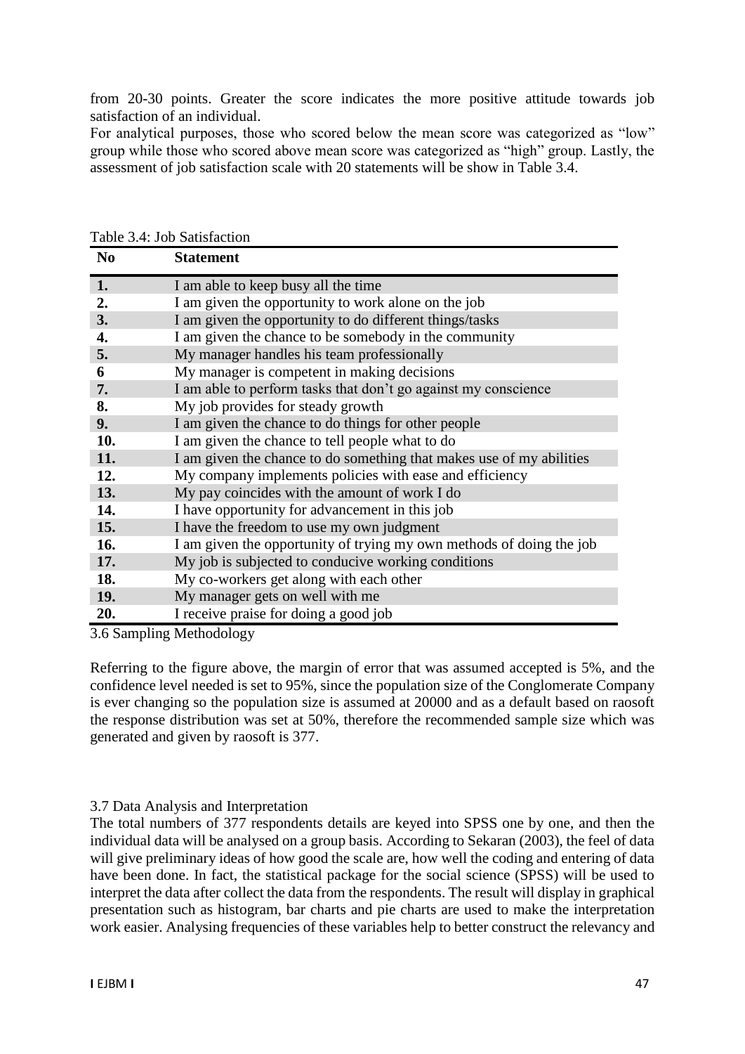from 20-30 points. Greater the score indicates the more positive attitude towards job satisfaction of an individual.

For analytical purposes, those who scored below the mean score was categorized as "low" group while those who scored above mean score was categorized as "high" group. Lastly, the assessment of job satisfaction scale with 20 statements will be show in Table 3.4.

Table 3.4: Job Satisfaction

| No | Statement |
|---|---|
| **1.** | I am able to keep busy all the time |
| **2.** | I am given the opportunity to work alone on the job |
| **3.** | I am given the opportunity to do different things/tasks |
| **4.** | I am given the chance to be somebody in the community |
| **5.** | My manager handles his team professionally |
| **6** | My manager is competent in making decisions |
| **7.** | I am able to perform tasks that don't go against my conscience |
| **8.** | My job provides for steady growth |
| **9.** | I am given the chance to do things for other people |
| **10.** | I am given the chance to tell people what to do |
| **11.** | I am given the chance to do something that makes use of my abilities |
| **12.** | My company implements policies with ease and efficiency |
| **13.** | My pay coincides with the amount of work I do |
| **14.** | I have opportunity for advancement in this job |
| **15.** | I have the freedom to use my own judgment |
| **16.** | I am given the opportunity of trying my own methods of doing the job |
| **17.** | My job is subjected to conducive working conditions |
| **18.** | My co-workers get along with each other |
| **19.** | My manager gets on well with me |
| **20.** | I receive praise for doing a good job |

## 3.6 Sampling Methodology

Referring to the figure above, the margin of error that was assumed accepted is 5%, and the confidence level needed is set to 95%, since the population size of the Conglomerate Company is ever changing so the population size is assumed at 20000 and as a default based on raosoft the response distribution was set at 50%, therefore the recommended sample size which was generated and given by raosoft is 377.

## 3.7 Data Analysis and Interpretation

The total numbers of 377 respondents details are keyed into SPSS one by one, and then the individual data will be analysed on a group basis. According to Sekaran (2003), the feel of data will give preliminary ideas of how good the scale are, how well the coding and entering of data have been done. In fact, the statistical package for the social science (SPSS) will be used to interpret the data after collect the data from the respondents. The result will display in graphical presentation such as histogram, bar charts and pie charts are used to make the interpretation work easier. Analysing frequencies of these variables help to better construct the relevancy and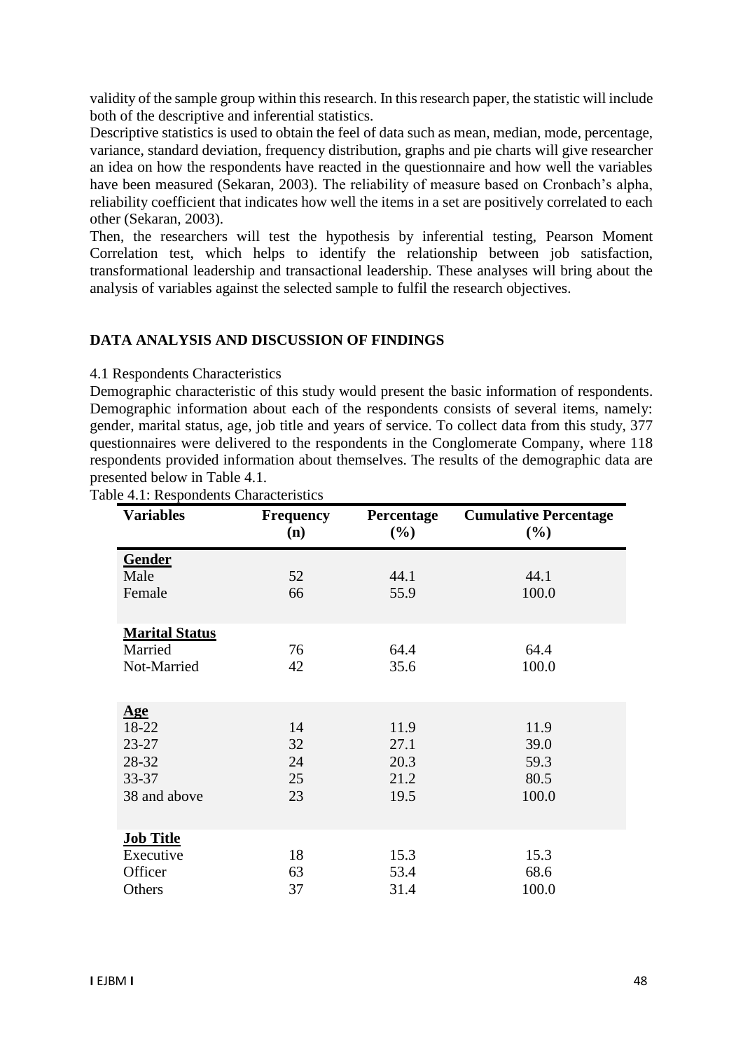validity of the sample group within this research. In this research paper, the statistic will include both of the descriptive and inferential statistics.

Descriptive statistics is used to obtain the feel of data such as mean, median, mode, percentage, variance, standard deviation, frequency distribution, graphs and pie charts will give researcher an idea on how the respondents have reacted in the questionnaire and how well the variables have been measured (Sekaran, 2003). The reliability of measure based on Cronbach's alpha, reliability coefficient that indicates how well the items in a set are positively correlated to each other (Sekaran, 2003).

Then, the researchers will test the hypothesis by inferential testing, Pearson Moment Correlation test, which helps to identify the relationship between job satisfaction, transformational leadership and transactional leadership. These analyses will bring about the analysis of variables against the selected sample to fulfil the research objectives.

## DATA ANALYSIS AND DISCUSSION OF FINDINGS

4.1 Respondents Characteristics

Demographic characteristic of this study would present the basic information of respondents. Demographic information about each of the respondents consists of several items, namely: gender, marital status, age, job title and years of service. To collect data from this study, 377 questionnaires were delivered to the respondents in the Conglomerate Company, where 118 respondents provided information about themselves. The results of the demographic data are presented below in Table 4.1.

Table 4.1: Respondents Characteristics

| Variables | Frequency (n) | Percentage (%) | Cumulative Percentage (%) |
|---|---|---|---|
| **Gender** | | | |
| Male | 52 | 44.1 | 44.1 |
| Female | 66 | 55.9 | 100.0 |
| **Marital Status** | | | |
| Married | 76 | 64.4 | 64.4 |
| Not-Married | 42 | 35.6 | 100.0 |
| **Age** | | | |
| 18-22 | 14 | 11.9 | 11.9 |
| 23-27 | 32 | 27.1 | 39.0 |
| 28-32 | 24 | 20.3 | 59.3 |
| 33-37 | 25 | 21.2 | 80.5 |
| 38 and above | 23 | 19.5 | 100.0 |
| **Job Title** | | | |
| Executive | 18 | 15.3 | 15.3 |
| Officer | 63 | 53.4 | 68.6 |
| Others | 37 | 31.4 | 100.0 |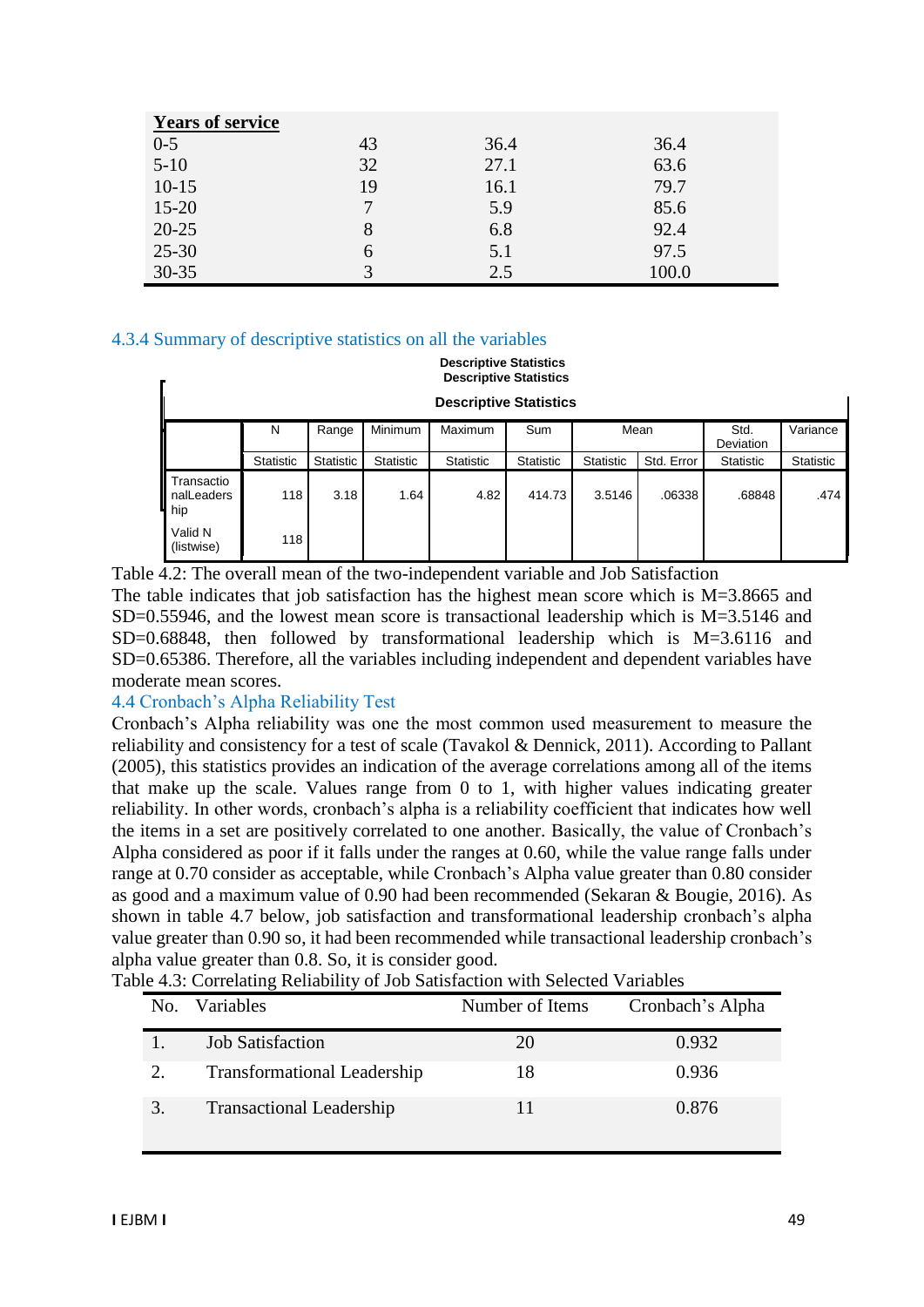| Years of service | | | |
|---|---|---|---|
| 0-5 | 43 | 36.4 | 36.4 |
| 5-10 | 32 | 27.1 | 63.6 |
| 10-15 | 19 | 16.1 | 79.7 |
| 15-20 | 7 | 5.9 | 85.6 |
| 20-25 | 8 | 6.8 | 92.4 |
| 25-30 | 6 | 5.1 | 97.5 |
| 30-35 | 3 | 2.5 | 100.0 |

### 4.3.4 Summary of descriptive statistics on all the variables

**Descriptive Statistics**
**Descriptive Statistics**

**Descriptive Statistics**

| | N | Range | Minimum | Maximum | Sum | Mean | | Std. Deviation | Variance |
|---|---|---|---|---|---|---|---|---|---|
| | Statistic | Statistic | Statistic | Statistic | Statistic | Statistic | Std. Error | Statistic | Statistic |
| TransactionalLeadership | 118 | 3.18 | 1.64 | 4.82 | 414.73 | 3.5146 | .06338 | .68848 | .474 |
| Valid N (listwise) | 118 | | | | | | | | |

Table 4.2: The overall mean of the two-independent variable and Job Satisfaction

The table indicates that job satisfaction has the highest mean score which is M=3.8665 and SD=0.55946, and the lowest mean score is transactional leadership which is M=3.5146 and SD=0.68848, then followed by transformational leadership which is M=3.6116 and SD=0.65386. Therefore, all the variables including independent and dependent variables have moderate mean scores.

## 4.4 Cronbach's Alpha Reliability Test

Cronbach's Alpha reliability was one the most common used measurement to measure the reliability and consistency for a test of scale (Tavakol & Dennick, 2011). According to Pallant (2005), this statistics provides an indication of the average correlations among all of the items that make up the scale. Values range from 0 to 1, with higher values indicating greater reliability. In other words, cronbach's alpha is a reliability coefficient that indicates how well the items in a set are positively correlated to one another. Basically, the value of Cronbach's Alpha considered as poor if it falls under the ranges at 0.60, while the value range falls under range at 0.70 consider as acceptable, while Cronbach's Alpha value greater than 0.80 consider as good and a maximum value of 0.90 had been recommended (Sekaran & Bougie, 2016). As shown in table 4.7 below, job satisfaction and transformational leadership cronbach's alpha value greater than 0.90 so, it had been recommended while transactional leadership cronbach's alpha value greater than 0.8. So, it is consider good.

Table 4.3: Correlating Reliability of Job Satisfaction with Selected Variables

| No. | Variables | Number of Items | Cronbach's Alpha |
|---|---|---|---|
| 1. | Job Satisfaction | 20 | 0.932 |
| 2. | Transformational Leadership | 18 | 0.936 |
| 3. | Transactional Leadership | 11 | 0.876 |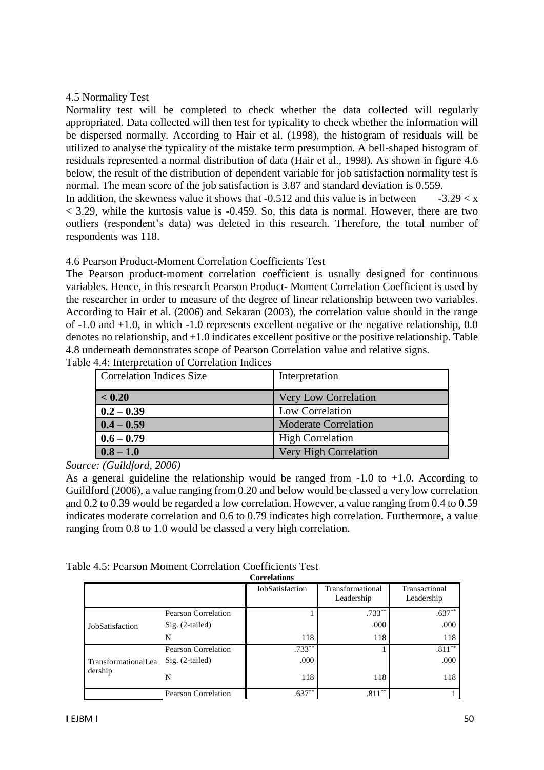4.5 Normality Test

Normality test will be completed to check whether the data collected will regularly appropriated. Data collected will then test for typicality to check whether the information will be dispersed normally. According to Hair et al. (1998), the histogram of residuals will be utilized to analyse the typicality of the mistake term presumption. A bell-shaped histogram of residuals represented a normal distribution of data (Hair et al., 1998). As shown in figure 4.6 below, the result of the distribution of dependent variable for job satisfaction normality test is normal. The mean score of the job satisfaction is 3.87 and standard deviation is 0.559.

In addition, the skewness value it shows that -0.512 and this value is in between $-3.29 < x < 3.29$, while the kurtosis value is -0.459. So, this data is normal. However, there are two outliers (respondent's data) was deleted in this research. Therefore, the total number of respondents was 118.

4.6 Pearson Product-Moment Correlation Coefficients Test

The Pearson product-moment correlation coefficient is usually designed for continuous variables. Hence, in this research Pearson Product- Moment Correlation Coefficient is used by the researcher in order to measure of the degree of linear relationship between two variables. According to Hair et al. (2006) and Sekaran (2003), the correlation value should in the range of -1.0 and +1.0, in which -1.0 represents excellent negative or the negative relationship, 0.0 denotes no relationship, and +1.0 indicates excellent positive or the positive relationship. Table 4.8 underneath demonstrates scope of Pearson Correlation value and relative signs.

Table 4.4: Interpretation of Correlation Indices

| Correlation Indices Size | Interpretation |
|---|---|
| **< 0.20** | Very Low Correlation |
| **0.2 – 0.39** | Low Correlation |
| **0.4 – 0.59** | Moderate Correlation |
| **0.6 – 0.79** | High Correlation |
| **0.8 – 1.0** | Very High Correlation |

*Source: (Guildford, 2006)*

As a general guideline the relationship would be ranged from -1.0 to +1.0. According to Guildford (2006), a value ranging from 0.20 and below would be classed a very low correlation and 0.2 to 0.39 would be regarded a low correlation. However, a value ranging from 0.4 to 0.59 indicates moderate correlation and 0.6 to 0.79 indicates high correlation. Furthermore, a value ranging from 0.8 to 1.0 would be classed a very high correlation.

Table 4.5: Pearson Moment Correlation Coefficients Test

**Correlations**

| | | JobSatisfaction | Transformational Leadership | Transactional Leadership |
|---|---|---|---|---|
| JobSatisfaction | Pearson Correlation | 1 | .733** | .637** |
| | Sig. (2-tailed) | | .000 | .000 |
| | N | 118 | 118 | 118 |
| TransformationalLeadership | Pearson Correlation | .733** | 1 | .811** |
| | Sig. (2-tailed) | .000 | | .000 |
| | N | 118 | 118 | 118 |
| | Pearson Correlation | .637** | .811** | 1 |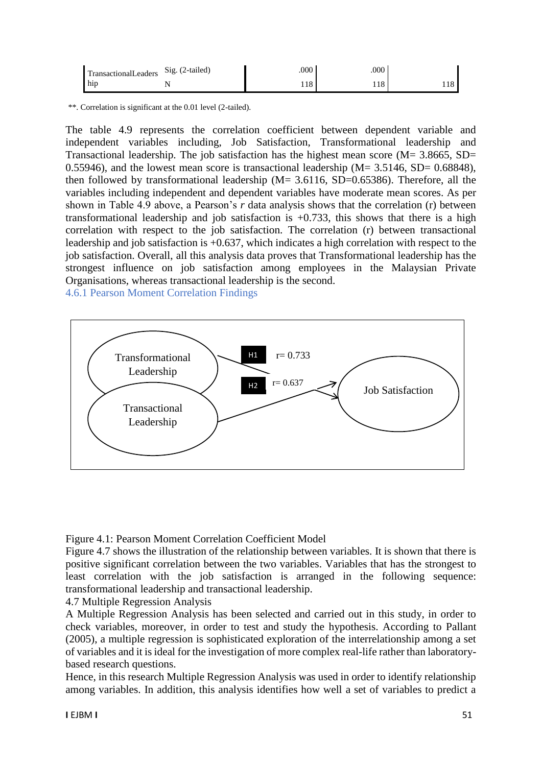| TransactionalLeadership | Sig. (2-tailed) | .000 | .000 | |
|---|---|---|---|---|
| | N | 118 | 118 | 118 |

**. Correlation is significant at the 0.01 level (2-tailed).

The table 4.9 represents the correlation coefficient between dependent variable and independent variables including, Job Satisfaction, Transformational leadership and Transactional leadership. The job satisfaction has the highest mean score (M= 3.8665, SD= 0.55946), and the lowest mean score is transactional leadership (M= 3.5146, SD= 0.68848), then followed by transformational leadership (M= 3.6116, SD=0.65386). Therefore, all the variables including independent and dependent variables have moderate mean scores. As per shown in Table 4.9 above, a Pearson's *r* data analysis shows that the correlation (r) between transformational leadership and job satisfaction is +0.733, this shows that there is a high correlation with respect to the job satisfaction. The correlation (r) between transactional leadership and job satisfaction is +0.637, which indicates a high correlation with respect to the job satisfaction. Overall, all this analysis data proves that Transformational leadership has the strongest influence on job satisfaction among employees in the Malaysian Private Organisations, whereas transactional leadership is the second.

### 4.6.1 Pearson Moment Correlation Findings

Transformational Leadership — H1 r= 0.733 → Job Satisfaction

Transactional Leadership — H2 r= 0.637 → Job Satisfaction

Figure 4.1: Pearson Moment Correlation Coefficient Model

Figure 4.7 shows the illustration of the relationship between variables. It is shown that there is positive significant correlation between the two variables. Variables that has the strongest to least correlation with the job satisfaction is arranged in the following sequence: transformational leadership and transactional leadership.

### 4.7 Multiple Regression Analysis

A Multiple Regression Analysis has been selected and carried out in this study, in order to check variables, moreover, in order to test and study the hypothesis. According to Pallant (2005), a multiple regression is sophisticated exploration of the interrelationship among a set of variables and it is ideal for the investigation of more complex real-life rather than laboratory-based research questions.

Hence, in this research Multiple Regression Analysis was used in order to identify relationship among variables. In addition, this analysis identifies how well a set of variables to predict a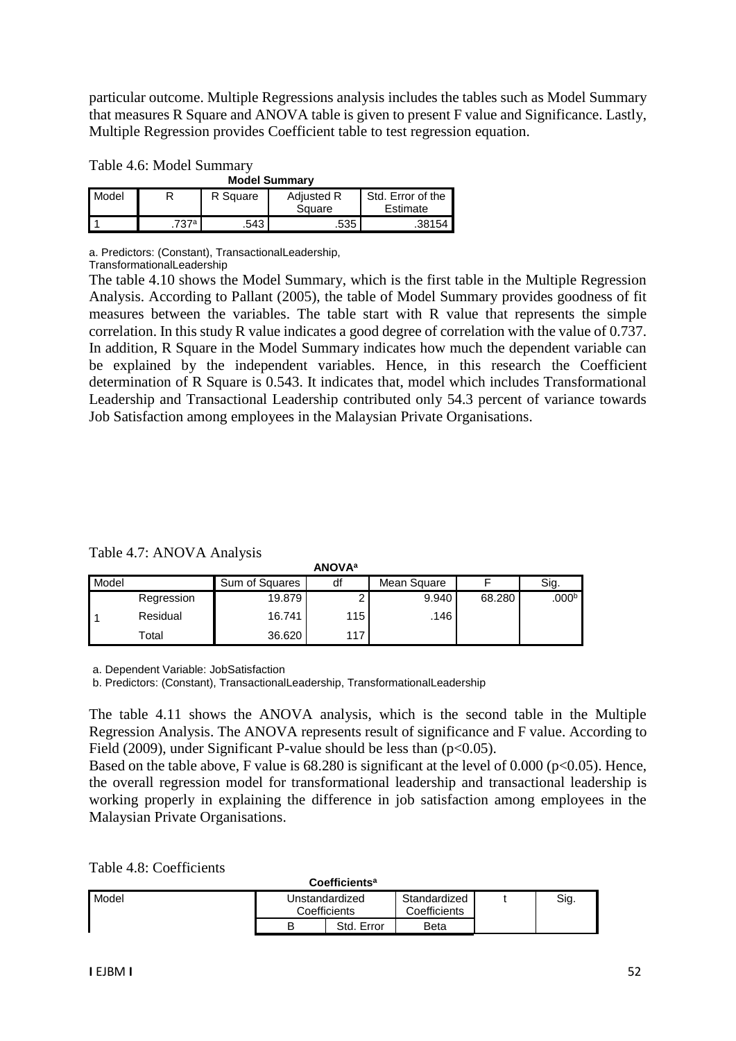particular outcome. Multiple Regressions analysis includes the tables such as Model Summary that measures R Square and ANOVA table is given to present F value and Significance. Lastly, Multiple Regression provides Coefficient table to test regression equation.

Table 4.6: Model Summary

**Model Summary**

| Model | R | R Square | Adjusted R Square | Std. Error of the Estimate |
|---|---|---|---|---|
| 1 | .737[a] | .543 | .535 | .38154 |

a. Predictors: (Constant), TransactionalLeadership, TransformationalLeadership

The table 4.10 shows the Model Summary, which is the first table in the Multiple Regression Analysis. According to Pallant (2005), the table of Model Summary provides goodness of fit measures between the variables. The table start with R value that represents the simple correlation. In this study R value indicates a good degree of correlation with the value of 0.737. In addition, R Square in the Model Summary indicates how much the dependent variable can be explained by the independent variables. Hence, in this research the Coefficient determination of R Square is 0.543. It indicates that, model which includes Transformational Leadership and Transactional Leadership contributed only 54.3 percent of variance towards Job Satisfaction among employees in the Malaysian Private Organisations.

Table 4.7: ANOVA Analysis

**ANOVA[a]**

| Model | | Sum of Squares | df | Mean Square | F | Sig. |
|---|---|---|---|---|---|---|
| 1 | Regression | 19.879 | 2 | 9.940 | 68.280 | .000[b] |
| | Residual | 16.741 | 115 | .146 | | |
| | Total | 36.620 | 117 | | | |

a. Dependent Variable: JobSatisfaction

b. Predictors: (Constant), TransactionalLeadership, TransformationalLeadership

The table 4.11 shows the ANOVA analysis, which is the second table in the Multiple Regression Analysis. The ANOVA represents result of significance and F value. According to Field (2009), under Significant P-value should be less than ($p<0.05$).

Based on the table above, F value is 68.280 is significant at the level of 0.000 ($p<0.05$). Hence, the overall regression model for transformational leadership and transactional leadership is working properly in explaining the difference in job satisfaction among employees in the Malaysian Private Organisations.

Table 4.8: Coefficients

**Coefficients[a]**

| Model | Unstandardized Coefficients | | Standardized Coefficients | t | Sig. |
|---|---|---|---|---|---|
| | B | Std. Error | Beta | | |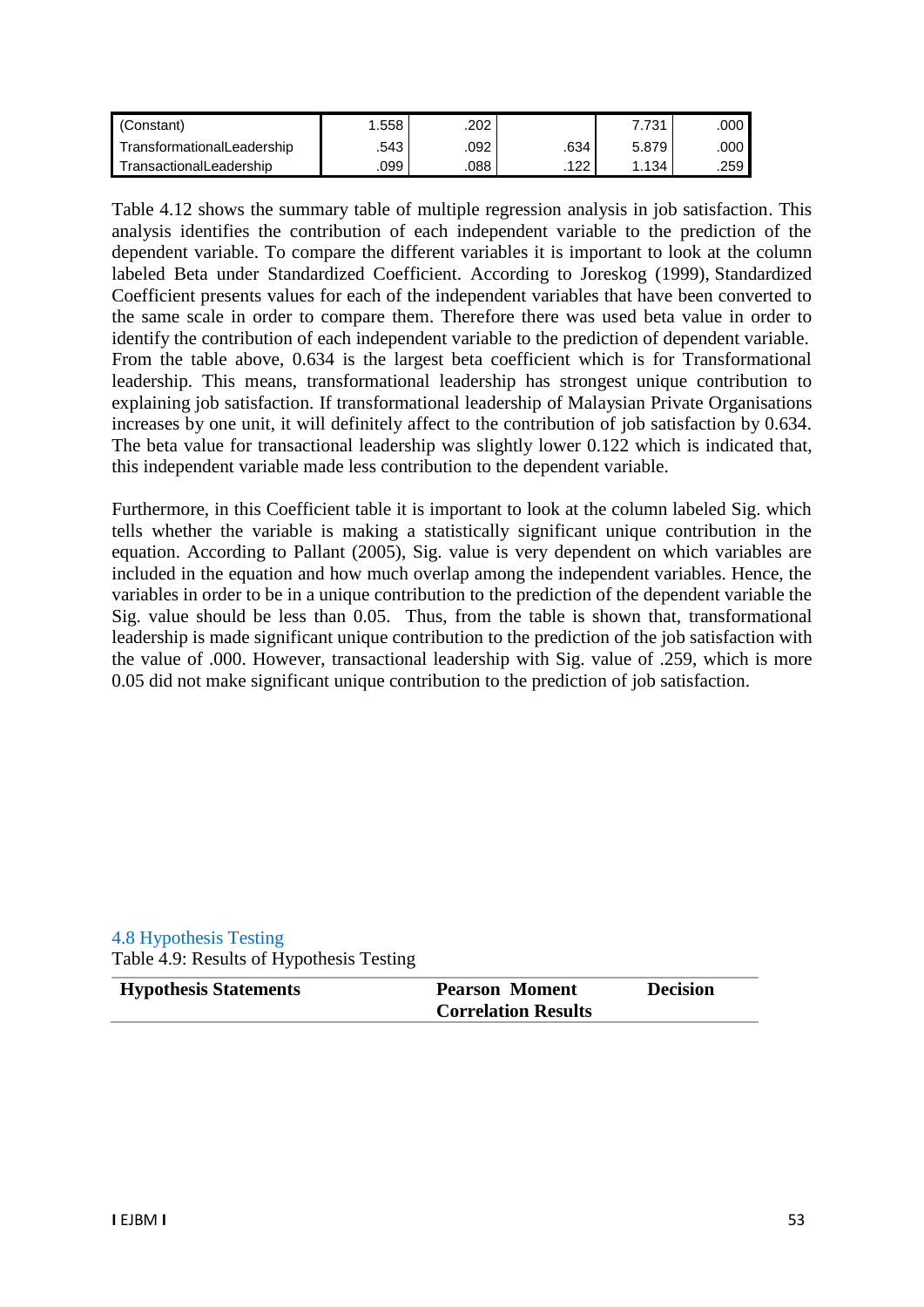| (Constant) | 1.558 | .202 | | 7.731 | .000 |
|---|---|---|---|---|---|
| TransformationalLeadership | .543 | .092 | .634 | 5.879 | .000 |
| TransactionalLeadership | .099 | .088 | .122 | 1.134 | .259 |

Table 4.12 shows the summary table of multiple regression analysis in job satisfaction. This analysis identifies the contribution of each independent variable to the prediction of the dependent variable. To compare the different variables it is important to look at the column labeled Beta under Standardized Coefficient. According to Joreskog (1999), Standardized Coefficient presents values for each of the independent variables that have been converted to the same scale in order to compare them. Therefore there was used beta value in order to identify the contribution of each independent variable to the prediction of dependent variable. From the table above, 0.634 is the largest beta coefficient which is for Transformational leadership. This means, transformational leadership has strongest unique contribution to explaining job satisfaction. If transformational leadership of Malaysian Private Organisations increases by one unit, it will definitely affect to the contribution of job satisfaction by 0.634. The beta value for transactional leadership was slightly lower 0.122 which is indicated that, this independent variable made less contribution to the dependent variable.

Furthermore, in this Coefficient table it is important to look at the column labeled Sig. which tells whether the variable is making a statistically significant unique contribution in the equation. According to Pallant (2005), Sig. value is very dependent on which variables are included in the equation and how much overlap among the independent variables. Hence, the variables in order to be in a unique contribution to the prediction of the dependent variable the Sig. value should be less than 0.05. Thus, from the table is shown that, transformational leadership is made significant unique contribution to the prediction of the job satisfaction with the value of .000. However, transactional leadership with Sig. value of .259, which is more 0.05 did not make significant unique contribution to the prediction of job satisfaction.

## 4.8 Hypothesis Testing

Table 4.9: Results of Hypothesis Testing

| **Hypothesis Statements** | **Pearson Moment Correlation Results** | **Decision** |
|---|---|---|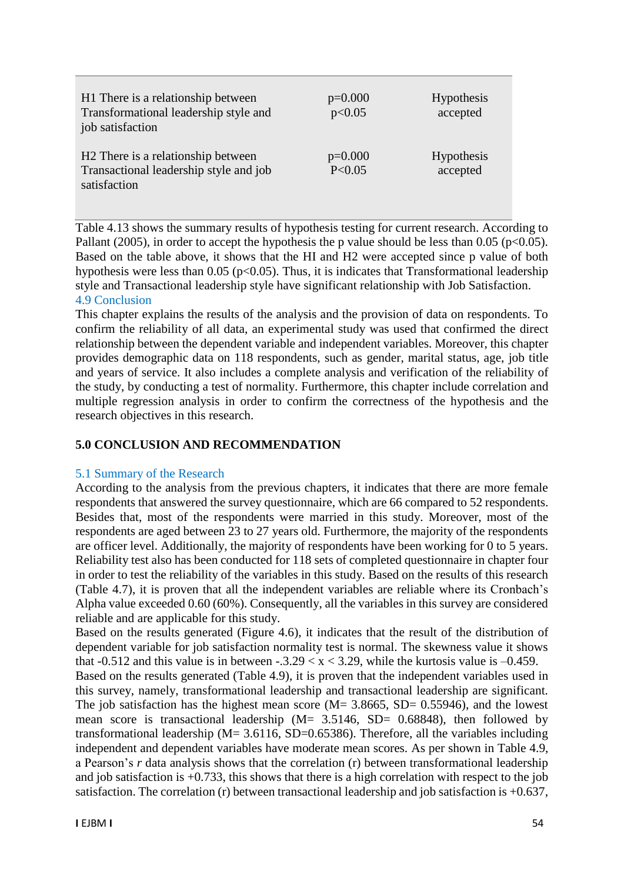| | | |
|---|---|---|
| H1 There is a relationship between Transformational leadership style and job satisfaction | p=0.000 $p<0.05$ | Hypothesis accepted |
| H2 There is a relationship between Transactional leadership style and job satisfaction | p=0.000 $P<0.05$ | Hypothesis accepted |

Table 4.13 shows the summary results of hypothesis testing for current research. According to Pallant (2005), in order to accept the hypothesis the p value should be less than 0.05 ($p<0.05$). Based on the table above, it shows that the HI and H2 were accepted since p value of both hypothesis were less than 0.05 ($p<0.05$). Thus, it is indicates that Transformational leadership style and Transactional leadership style have significant relationship with Job Satisfaction.

### 4.9 Conclusion

This chapter explains the results of the analysis and the provision of data on respondents. To confirm the reliability of all data, an experimental study was used that confirmed the direct relationship between the dependent variable and independent variables. Moreover, this chapter provides demographic data on 118 respondents, such as gender, marital status, age, job title and years of service. It also includes a complete analysis and verification of the reliability of the study, by conducting a test of normality. Furthermore, this chapter include correlation and multiple regression analysis in order to confirm the correctness of the hypothesis and the research objectives in this research.

## 5.0 CONCLUSION AND RECOMMENDATION

### 5.1 Summary of the Research

According to the analysis from the previous chapters, it indicates that there are more female respondents that answered the survey questionnaire, which are 66 compared to 52 respondents. Besides that, most of the respondents were married in this study. Moreover, most of the respondents are aged between 23 to 27 years old. Furthermore, the majority of the respondents are officer level. Additionally, the majority of respondents have been working for 0 to 5 years. Reliability test also has been conducted for 118 sets of completed questionnaire in chapter four in order to test the reliability of the variables in this study. Based on the results of this research (Table 4.7), it is proven that all the independent variables are reliable where its Cronbach's Alpha value exceeded 0.60 (60%). Consequently, all the variables in this survey are considered reliable and are applicable for this study.

Based on the results generated (Figure 4.6), it indicates that the result of the distribution of dependent variable for job satisfaction normality test is normal. The skewness value it shows that -0.512 and this value is in between $-.3.29 < x < 3.29$, while the kurtosis value is –0.459.

Based on the results generated (Table 4.9), it is proven that the independent variables used in this survey, namely, transformational leadership and transactional leadership are significant. The job satisfaction has the highest mean score (M= 3.8665, SD= 0.55946), and the lowest mean score is transactional leadership (M= 3.5146, SD= 0.68848), then followed by transformational leadership (M= 3.6116, SD=0.65386). Therefore, all the variables including independent and dependent variables have moderate mean scores. As per shown in Table 4.9, a Pearson's *r* data analysis shows that the correlation (r) between transformational leadership and job satisfaction is +0.733, this shows that there is a high correlation with respect to the job satisfaction. The correlation (r) between transactional leadership and job satisfaction is +0.637,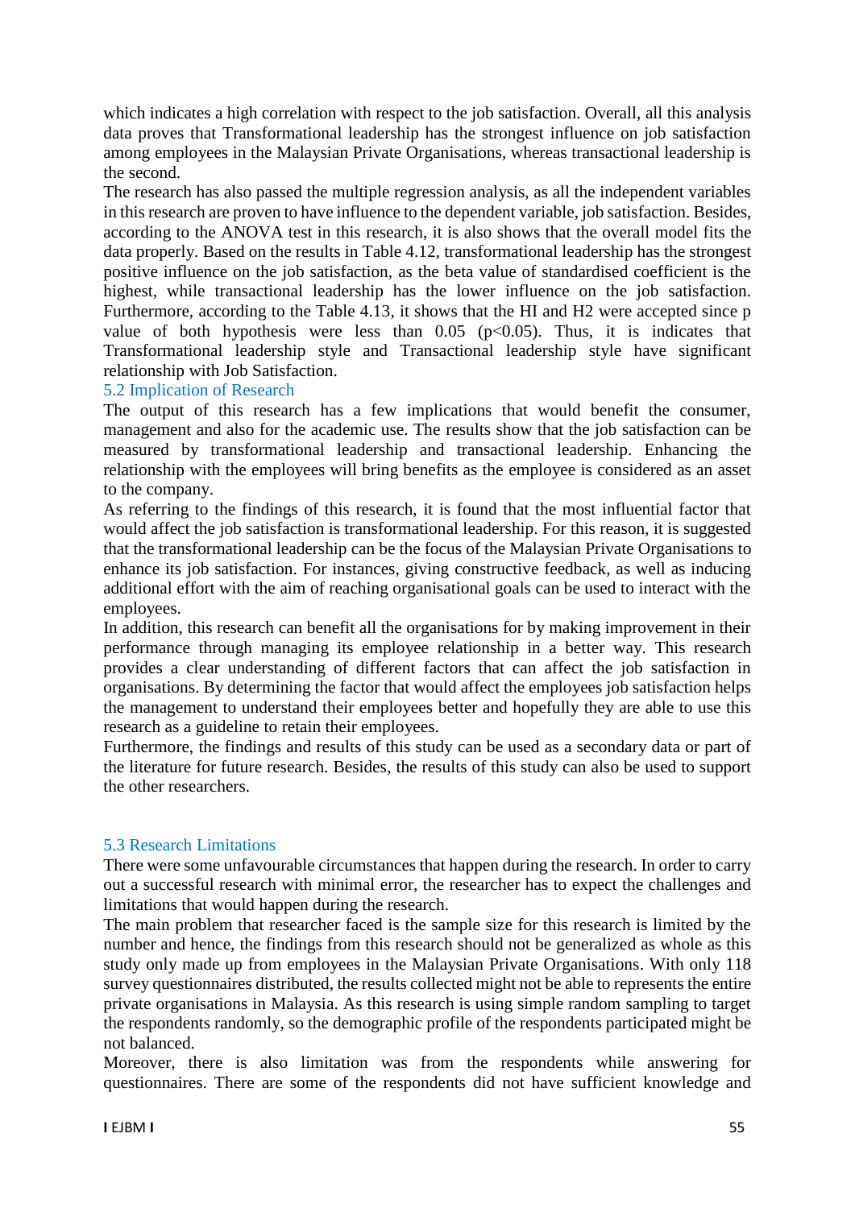which indicates a high correlation with respect to the job satisfaction. Overall, all this analysis data proves that Transformational leadership has the strongest influence on job satisfaction among employees in the Malaysian Private Organisations, whereas transactional leadership is the second.

The research has also passed the multiple regression analysis, as all the independent variables in this research are proven to have influence to the dependent variable, job satisfaction. Besides, according to the ANOVA test in this research, it is also shows that the overall model fits the data properly. Based on the results in Table 4.12, transformational leadership has the strongest positive influence on the job satisfaction, as the beta value of standardised coefficient is the highest, while transactional leadership has the lower influence on the job satisfaction. Furthermore, according to the Table 4.13, it shows that the HI and H2 were accepted since p value of both hypothesis were less than 0.05 ($p<0.05$). Thus, it is indicates that Transformational leadership style and Transactional leadership style have significant relationship with Job Satisfaction.

## 5.2 Implication of Research

The output of this research has a few implications that would benefit the consumer, management and also for the academic use. The results show that the job satisfaction can be measured by transformational leadership and transactional leadership. Enhancing the relationship with the employees will bring benefits as the employee is considered as an asset to the company.

As referring to the findings of this research, it is found that the most influential factor that would affect the job satisfaction is transformational leadership. For this reason, it is suggested that the transformational leadership can be the focus of the Malaysian Private Organisations to enhance its job satisfaction. For instances, giving constructive feedback, as well as inducing additional effort with the aim of reaching organisational goals can be used to interact with the employees.

In addition, this research can benefit all the organisations for by making improvement in their performance through managing its employee relationship in a better way. This research provides a clear understanding of different factors that can affect the job satisfaction in organisations. By determining the factor that would affect the employees job satisfaction helps the management to understand their employees better and hopefully they are able to use this research as a guideline to retain their employees.

Furthermore, the findings and results of this study can be used as a secondary data or part of the literature for future research. Besides, the results of this study can also be used to support the other researchers.

## 5.3 Research Limitations

There were some unfavourable circumstances that happen during the research. In order to carry out a successful research with minimal error, the researcher has to expect the challenges and limitations that would happen during the research.

The main problem that researcher faced is the sample size for this research is limited by the number and hence, the findings from this research should not be generalized as whole as this study only made up from employees in the Malaysian Private Organisations. With only 118 survey questionnaires distributed, the results collected might not be able to represents the entire private organisations in Malaysia. As this research is using simple random sampling to target the respondents randomly, so the demographic profile of the respondents participated might be not balanced.

Moreover, there is also limitation was from the respondents while answering for questionnaires. There are some of the respondents did not have sufficient knowledge and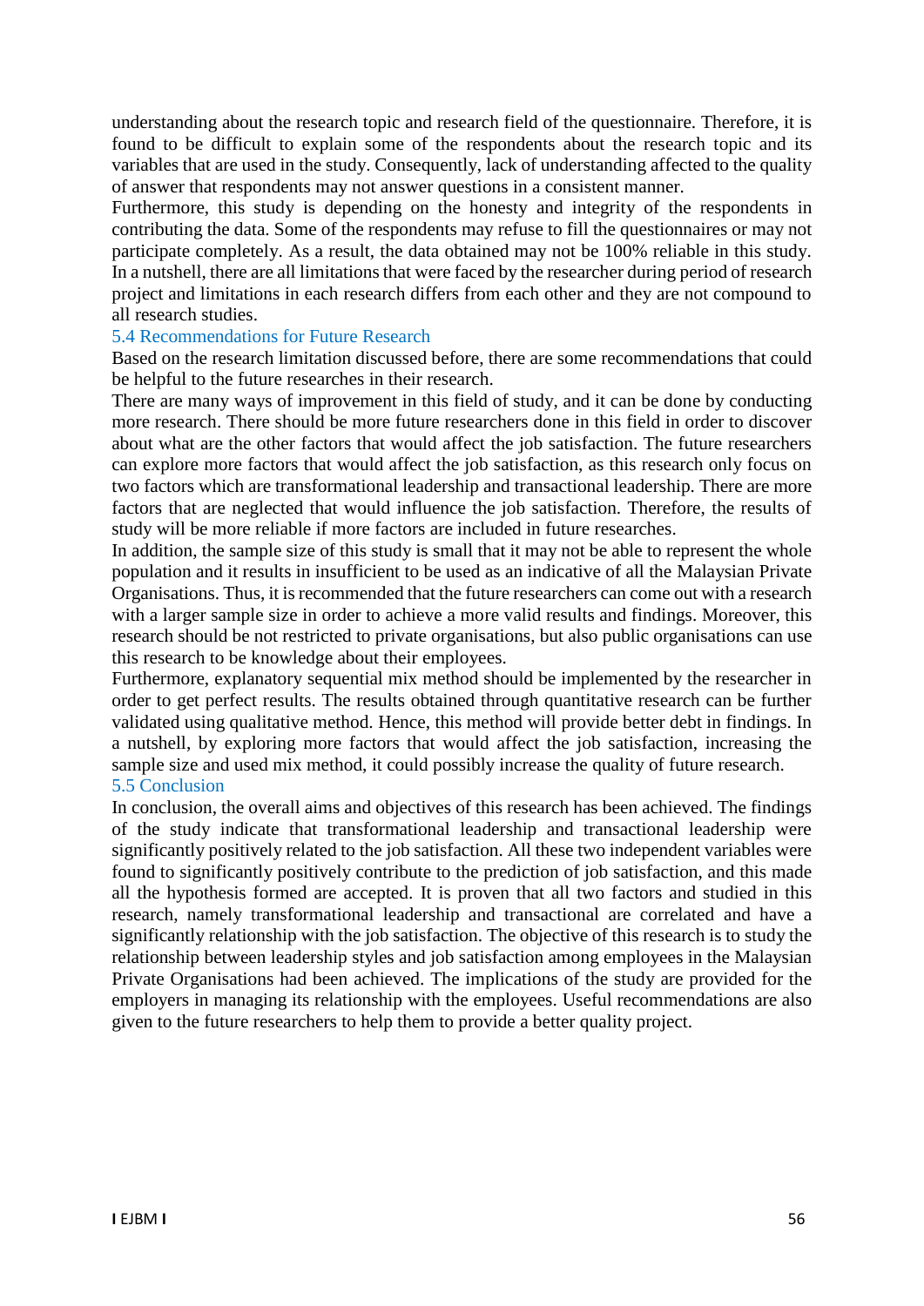understanding about the research topic and research field of the questionnaire. Therefore, it is found to be difficult to explain some of the respondents about the research topic and its variables that are used in the study. Consequently, lack of understanding affected to the quality of answer that respondents may not answer questions in a consistent manner.

Furthermore, this study is depending on the honesty and integrity of the respondents in contributing the data. Some of the respondents may refuse to fill the questionnaires or may not participate completely. As a result, the data obtained may not be 100% reliable in this study. In a nutshell, there are all limitations that were faced by the researcher during period of research project and limitations in each research differs from each other and they are not compound to all research studies.

### 5.4 Recommendations for Future Research

Based on the research limitation discussed before, there are some recommendations that could be helpful to the future researches in their research.

There are many ways of improvement in this field of study, and it can be done by conducting more research. There should be more future researchers done in this field in order to discover about what are the other factors that would affect the job satisfaction. The future researchers can explore more factors that would affect the job satisfaction, as this research only focus on two factors which are transformational leadership and transactional leadership. There are more factors that are neglected that would influence the job satisfaction. Therefore, the results of study will be more reliable if more factors are included in future researches.

In addition, the sample size of this study is small that it may not be able to represent the whole population and it results in insufficient to be used as an indicative of all the Malaysian Private Organisations. Thus, it is recommended that the future researchers can come out with a research with a larger sample size in order to achieve a more valid results and findings. Moreover, this research should be not restricted to private organisations, but also public organisations can use this research to be knowledge about their employees.

Furthermore, explanatory sequential mix method should be implemented by the researcher in order to get perfect results. The results obtained through quantitative research can be further validated using qualitative method. Hence, this method will provide better debt in findings. In a nutshell, by exploring more factors that would affect the job satisfaction, increasing the sample size and used mix method, it could possibly increase the quality of future research.

### 5.5 Conclusion

In conclusion, the overall aims and objectives of this research has been achieved. The findings of the study indicate that transformational leadership and transactional leadership were significantly positively related to the job satisfaction. All these two independent variables were found to significantly positively contribute to the prediction of job satisfaction, and this made all the hypothesis formed are accepted. It is proven that all two factors and studied in this research, namely transformational leadership and transactional are correlated and have a significantly relationship with the job satisfaction. The objective of this research is to study the relationship between leadership styles and job satisfaction among employees in the Malaysian Private Organisations had been achieved. The implications of the study are provided for the employers in managing its relationship with the employees. Useful recommendations are also given to the future researchers to help them to provide a better quality project.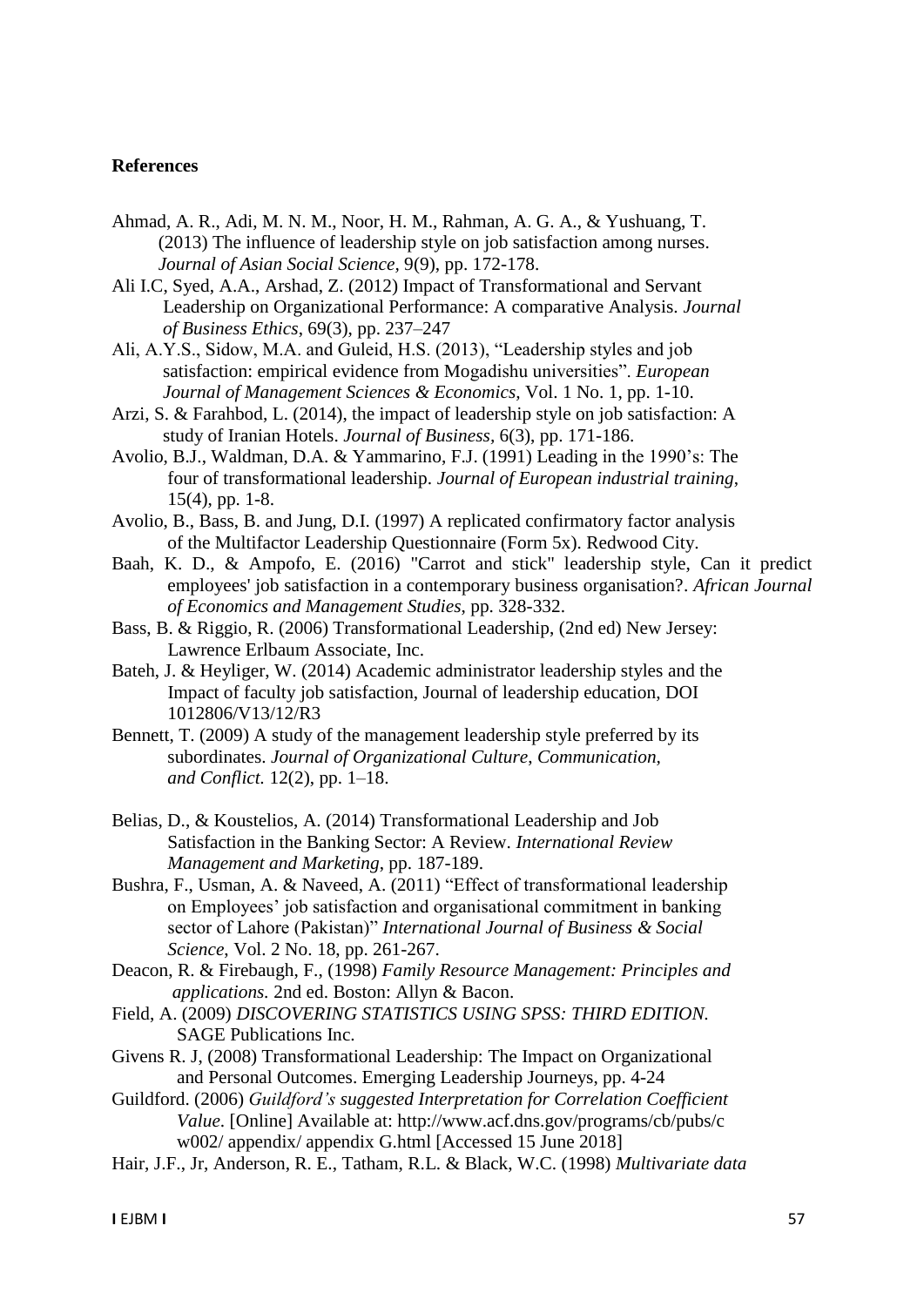**References**

Ahmad, A. R., Adi, M. N. M., Noor, H. M., Rahman, A. G. A., & Yushuang, T. (2013) The influence of leadership style on job satisfaction among nurses. *Journal of Asian Social Science*, 9(9), pp. 172-178.

Ali I.C, Syed, A.A., Arshad, Z. (2012) Impact of Transformational and Servant Leadership on Organizational Performance: A comparative Analysis. *Journal of Business Ethics*, 69(3), pp. 237–247

Ali, A.Y.S., Sidow, M.A. and Guleid, H.S. (2013), "Leadership styles and job satisfaction: empirical evidence from Mogadishu universities". *European Journal of Management Sciences & Economics*, Vol. 1 No. 1, pp. 1-10.

Arzi, S. & Farahbod, L. (2014), the impact of leadership style on job satisfaction: A study of Iranian Hotels. *Journal of Business*, 6(3), pp. 171-186.

Avolio, B.J., Waldman, D.A. & Yammarino, F.J. (1991) Leading in the 1990's: The four of transformational leadership. *Journal of European industrial training*, 15(4), pp. 1-8.

Avolio, B., Bass, B. and Jung, D.I. (1997) A replicated confirmatory factor analysis of the Multifactor Leadership Questionnaire (Form 5x). Redwood City.

Baah, K. D., & Ampofo, E. (2016) "Carrot and stick" leadership style, Can it predict employees' job satisfaction in a contemporary business organisation?. *African Journal of Economics and Management Studies*, pp. 328-332.

Bass, B. & Riggio, R. (2006) Transformational Leadership, (2nd ed) New Jersey: Lawrence Erlbaum Associate, Inc.

Bateh, J. & Heyliger, W. (2014) Academic administrator leadership styles and the Impact of faculty job satisfaction, Journal of leadership education, DOI 1012806/V13/12/R3

Bennett, T. (2009) A study of the management leadership style preferred by its subordinates. *Journal of Organizational Culture, Communication, and Conflict.* 12(2), pp. 1–18.

Belias, D., & Koustelios, A. (2014) Transformational Leadership and Job Satisfaction in the Banking Sector: A Review. *International Review Management and Marketing*, pp. 187-189.

Bushra, F., Usman, A. & Naveed, A. (2011) "Effect of transformational leadership on Employees' job satisfaction and organisational commitment in banking sector of Lahore (Pakistan)" *International Journal of Business & Social Science*, Vol. 2 No. 18, pp. 261-267.

Deacon, R. & Firebaugh, F., (1998) *Family Resource Management: Principles and applications.* 2nd ed. Boston: Allyn & Bacon.

Field, A. (2009) *DISCOVERING STATISTICS USING SPSS: THIRD EDITION.* SAGE Publications Inc.

Givens R. J, (2008) Transformational Leadership: The Impact on Organizational and Personal Outcomes. Emerging Leadership Journeys, pp. 4-24

Guildford. (2006) *Guildford's suggested Interpretation for Correlation Coefficient Value*. [Online] Available at: http://www.acf.dns.gov/programs/cb/pubs/cw002/ appendix/ appendix G.html [Accessed 15 June 2018]

Hair, J.F., Jr, Anderson, R. E., Tatham, R.L. & Black, W.C. (1998) *Multivariate data*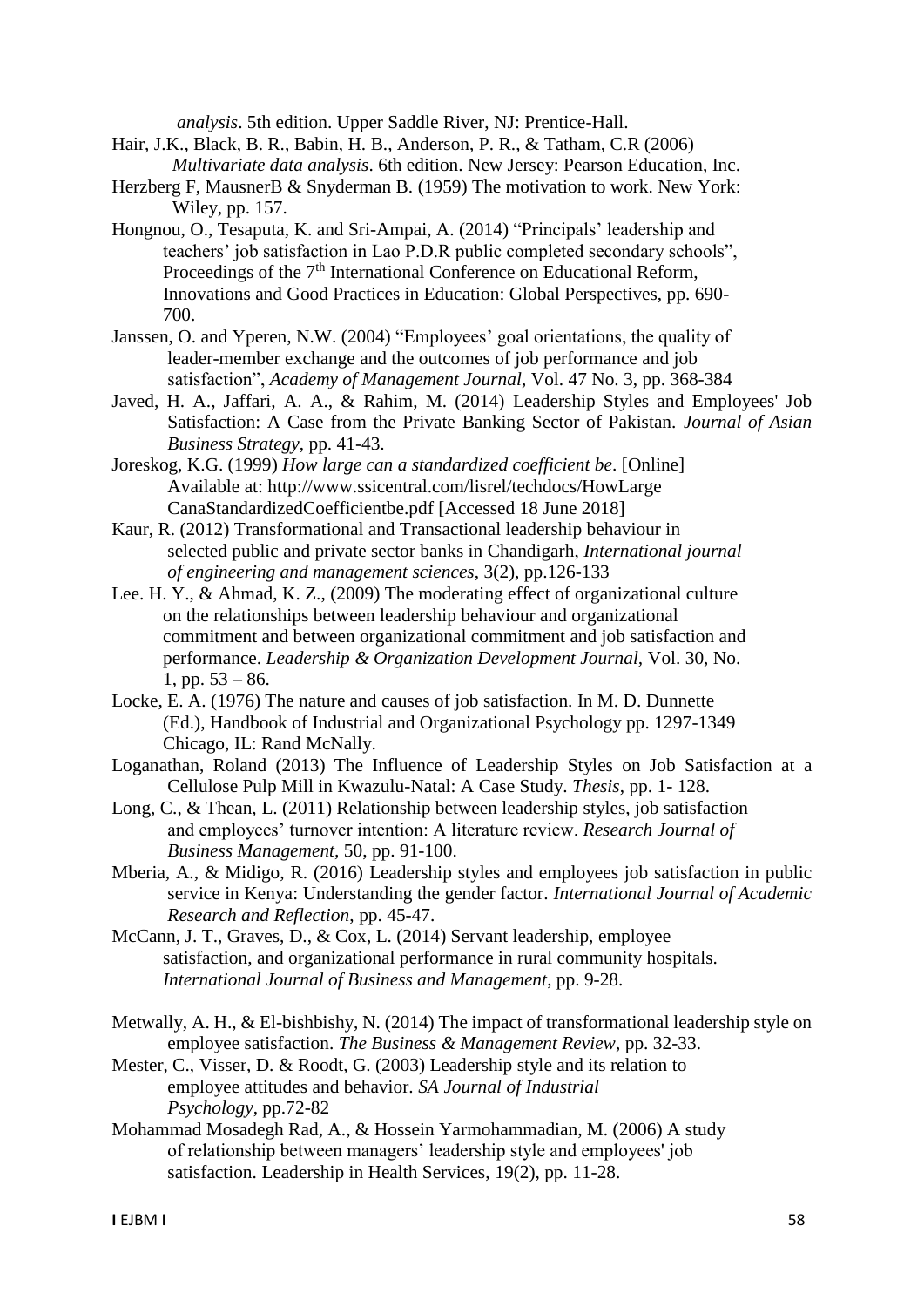*analysis*. 5th edition. Upper Saddle River, NJ: Prentice-Hall.

Hair, J.K., Black, B. R., Babin, H. B., Anderson, P. R., & Tatham, C.R (2006) *Multivariate data analysis*. 6th edition. New Jersey: Pearson Education, Inc.

Herzberg F, MausnerB & Snyderman B. (1959) The motivation to work. New York: Wiley, pp. 157.

Hongnou, O., Tesaputa, K. and Sri-Ampai, A. (2014) "Principals' leadership and teachers' job satisfaction in Lao P.D.R public completed secondary schools", Proceedings of the 7th International Conference on Educational Reform, Innovations and Good Practices in Education: Global Perspectives, pp. 690-700.

Janssen, O. and Yperen, N.W. (2004) "Employees' goal orientations, the quality of leader-member exchange and the outcomes of job performance and job satisfaction", *Academy of Management Journal*, Vol. 47 No. 3, pp. 368-384

Javed, H. A., Jaffari, A. A., & Rahim, M. (2014) Leadership Styles and Employees' Job Satisfaction: A Case from the Private Banking Sector of Pakistan. *Journal of Asian Business Strategy*, pp. 41-43.

Joreskog, K.G. (1999) *How large can a standardized coefficient be*. [Online] Available at: http://www.ssicentral.com/lisrel/techdocs/HowLarge CanaStandardizedCoefficientbe.pdf [Accessed 18 June 2018]

Kaur, R. (2012) Transformational and Transactional leadership behaviour in selected public and private sector banks in Chandigarh, *International journal of engineering and management sciences*, 3(2), pp.126-133

Lee. H. Y., & Ahmad, K. Z., (2009) The moderating effect of organizational culture on the relationships between leadership behaviour and organizational commitment and between organizational commitment and job satisfaction and performance. *Leadership & Organization Development Journal*, Vol. 30, No. 1, pp. 53 – 86.

Locke, E. A. (1976) The nature and causes of job satisfaction. In M. D. Dunnette (Ed.), Handbook of Industrial and Organizational Psychology pp. 1297-1349 Chicago, IL: Rand McNally.

Loganathan, Roland (2013) The Influence of Leadership Styles on Job Satisfaction at a Cellulose Pulp Mill in Kwazulu-Natal: A Case Study. *Thesis*, pp. 1- 128.

Long, C., & Thean, L. (2011) Relationship between leadership styles, job satisfaction and employees' turnover intention: A literature review. *Research Journal of Business Management*, 50, pp. 91-100.

Mberia, A., & Midigo, R. (2016) Leadership styles and employees job satisfaction in public service in Kenya: Understanding the gender factor. *International Journal of Academic Research and Reflection*, pp. 45-47.

McCann, J. T., Graves, D., & Cox, L. (2014) Servant leadership, employee satisfaction, and organizational performance in rural community hospitals. *International Journal of Business and Management*, pp. 9-28.

Metwally, A. H., & El-bishbishy, N. (2014) The impact of transformational leadership style on employee satisfaction. *The Business & Management Review*, pp. 32-33.

Mester, C., Visser, D. & Roodt, G. (2003) Leadership style and its relation to employee attitudes and behavior. *SA Journal of Industrial Psychology*, pp.72-82

Mohammad Mosadegh Rad, A., & Hossein Yarmohammadian, M. (2006) A study of relationship between managers' leadership style and employees' job satisfaction. Leadership in Health Services, 19(2), pp. 11-28.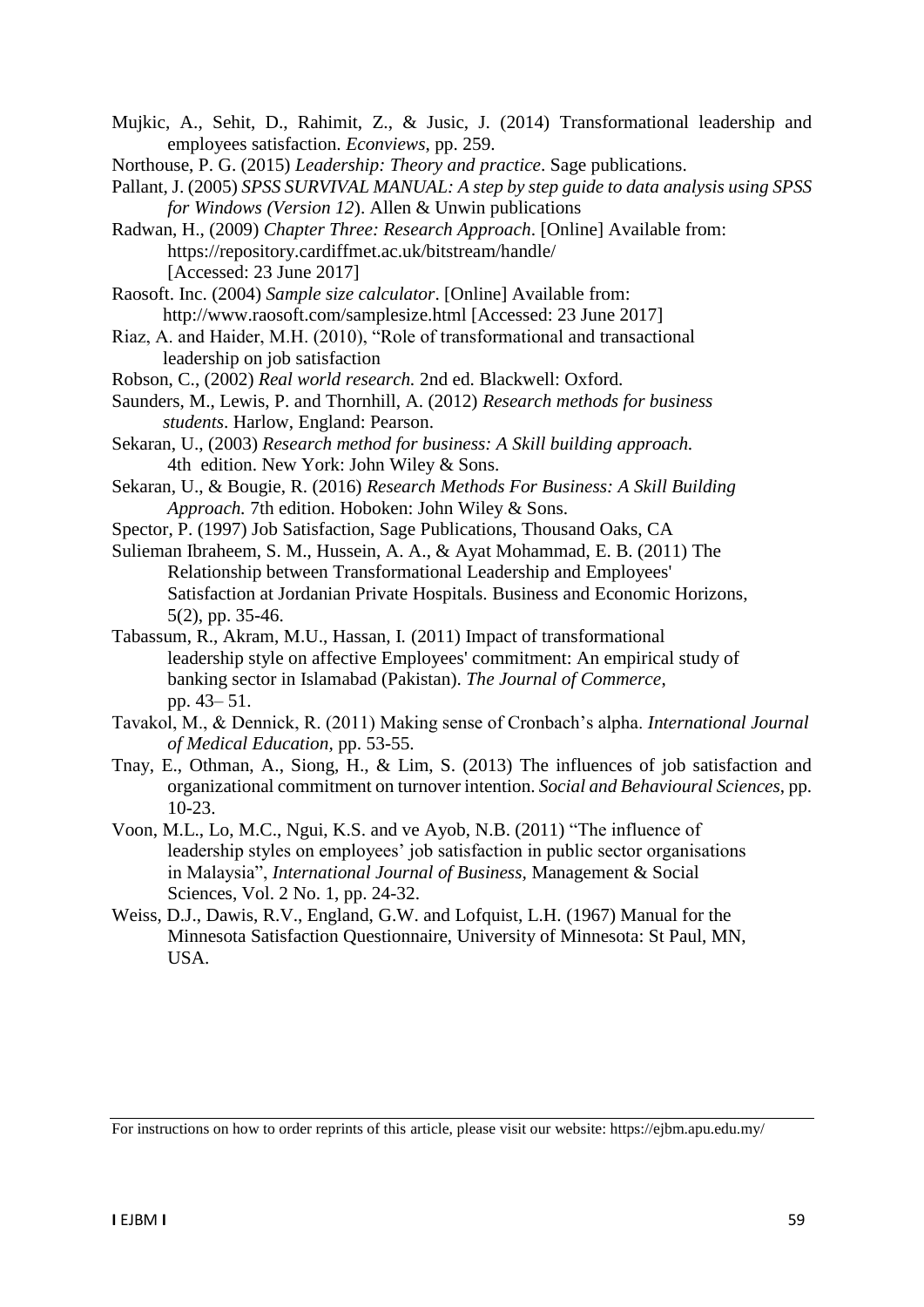Mujkic, A., Sehit, D., Rahimit, Z., & Jusic, J. (2014) Transformational leadership and employees satisfaction. *Econviews*, pp. 259.

Northouse, P. G. (2015) *Leadership: Theory and practice*. Sage publications.

Pallant, J. (2005) *SPSS SURVIVAL MANUAL: A step by step guide to data analysis using SPSS for Windows (Version 12*). Allen & Unwin publications

Radwan, H., (2009) *Chapter Three: Research Approach*. [Online] Available from: https://repository.cardiffmet.ac.uk/bitstream/handle/ [Accessed: 23 June 2017]

Raosoft. Inc. (2004) *Sample size calculator*. [Online] Available from: http://www.raosoft.com/samplesize.html [Accessed: 23 June 2017]

Riaz, A. and Haider, M.H. (2010), "Role of transformational and transactional leadership on job satisfaction

Robson, C., (2002) *Real world research.* 2nd ed. Blackwell: Oxford.

Saunders, M., Lewis, P. and Thornhill, A. (2012) *Research methods for business students*. Harlow, England: Pearson.

Sekaran, U., (2003) *Research method for business: A Skill building approach.* 4th edition. New York: John Wiley & Sons.

Sekaran, U., & Bougie, R. (2016) *Research Methods For Business: A Skill Building Approach.* 7th edition. Hoboken: John Wiley & Sons.

Spector, P. (1997) Job Satisfaction, Sage Publications, Thousand Oaks, CA

Sulieman Ibraheem, S. M., Hussein, A. A., & Ayat Mohammad, E. B. (2011) The Relationship between Transformational Leadership and Employees' Satisfaction at Jordanian Private Hospitals. Business and Economic Horizons, 5(2), pp. 35-46.

Tabassum, R., Akram, M.U., Hassan, I. (2011) Impact of transformational leadership style on affective Employees' commitment: An empirical study of banking sector in Islamabad (Pakistan). *The Journal of Commerce*, pp. 43– 51.

Tavakol, M., & Dennick, R. (2011) Making sense of Cronbach's alpha. *International Journal of Medical Education,* pp. 53-55.

Tnay, E., Othman, A., Siong, H., & Lim, S. (2013) The influences of job satisfaction and organizational commitment on turnover intention. *Social and Behavioural Sciences*, pp. 10-23.

Voon, M.L., Lo, M.C., Ngui, K.S. and ve Ayob, N.B. (2011) "The influence of leadership styles on employees' job satisfaction in public sector organisations in Malaysia", *International Journal of Business,* Management & Social Sciences, Vol. 2 No. 1, pp. 24-32.

Weiss, D.J., Dawis, R.V., England, G.W. and Lofquist, L.H. (1967) Manual for the Minnesota Satisfaction Questionnaire, University of Minnesota: St Paul, MN, USA.

For instructions on how to order reprints of this article, please visit our website: https://ejbm.apu.edu.my/